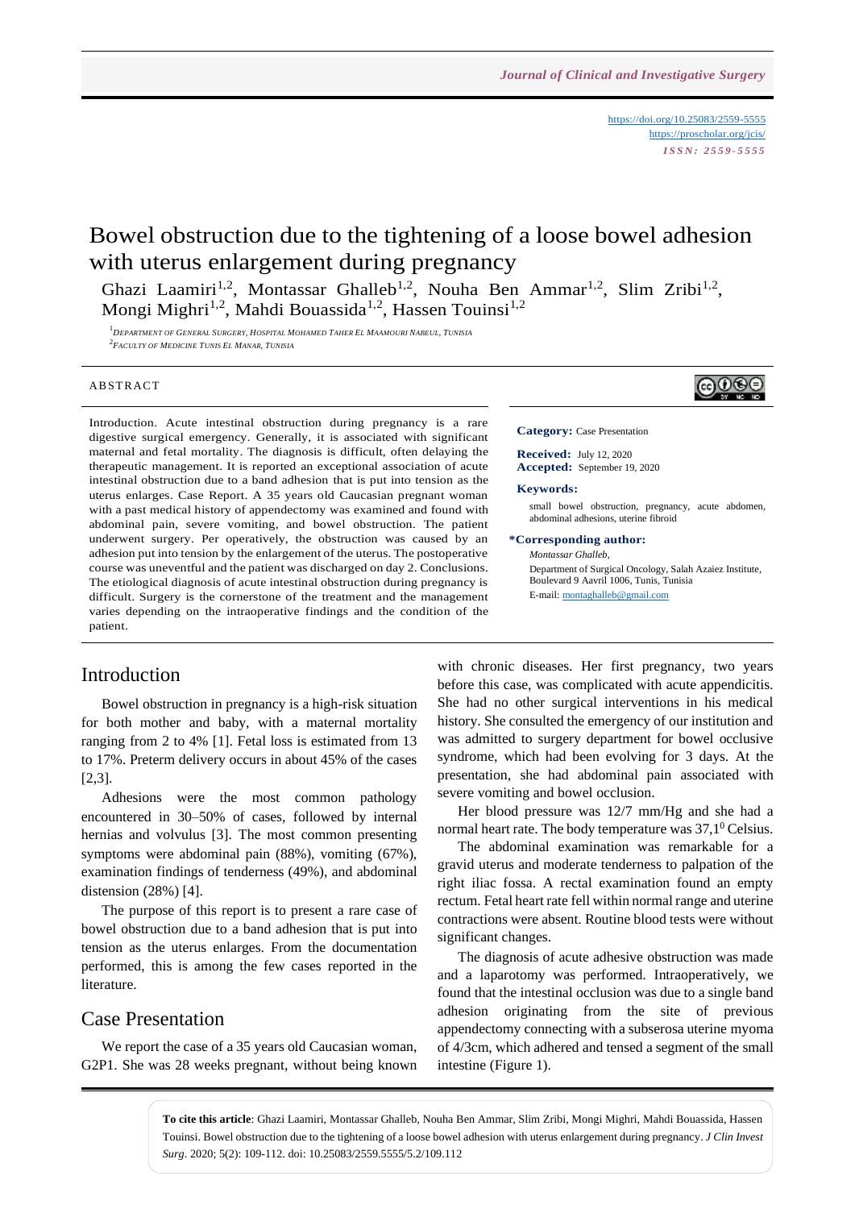# Bowel obstruction due to the tightening of a loose bowel adhesion with uterus enlargement during pregnancy

Ghazi Laamiri[1,2], Montassar Ghalleb[1,2], Nouha Ben Ammar[1,2], Slim Zribi[1,2], Mongi Mighri[1,2], Mahdi Bouassida[1,2], Hassen Touinsi[1,2]

[1]Department of General Surgery, Hospital Mohamed Taher El Maamouri Nabeul, Tunisia
[2]Faculty of Medicine Tunis El Manar, Tunisia

## ABSTRACT

Introduction. Acute intestinal obstruction during pregnancy is a rare digestive surgical emergency. Generally, it is associated with significant maternal and fetal mortality. The diagnosis is difficult, often delaying the therapeutic management. It is reported an exceptional association of acute intestinal obstruction due to a band adhesion that is put into tension as the uterus enlarges. Case Report. A 35 years old Caucasian pregnant woman with a past medical history of appendectomy was examined and found with abdominal pain, severe vomiting, and bowel obstruction. The patient underwent surgery. Per operatively, the obstruction was caused by an adhesion put into tension by the enlargement of the uterus. The postoperative course was uneventful and the patient was discharged on day 2. Conclusions. The etiological diagnosis of acute intestinal obstruction during pregnancy is difficult. Surgery is the cornerstone of the treatment and the management varies depending on the intraoperative findings and the condition of the patient.

**Category:** Case Presentation

**Received:** July 12, 2020
**Accepted:** September 19, 2020

**Keywords:**
small bowel obstruction, pregnancy, acute abdomen, abdominal adhesions, uterine fibroid

**\*Corresponding author:**
*Montassar Ghalleb,*
Department of Surgical Oncology, Salah Azaiez Institute, Boulevard 9 Aavril 1006, Tunis, Tunisia
E-mail: montaghalleb@gmail.com

## Introduction

Bowel obstruction in pregnancy is a high-risk situation for both mother and baby, with a maternal mortality ranging from 2 to 4% [1]. Fetal loss is estimated from 13 to 17%. Preterm delivery occurs in about 45% of the cases [2,3].

Adhesions were the most common pathology encountered in 30–50% of cases, followed by internal hernias and volvulus [3]. The most common presenting symptoms were abdominal pain (88%), vomiting (67%), examination findings of tenderness (49%), and abdominal distension (28%) [4].

The purpose of this report is to present a rare case of bowel obstruction due to a band adhesion that is put into tension as the uterus enlarges. From the documentation performed, this is among the few cases reported in the literature.

## Case Presentation

We report the case of a 35 years old Caucasian woman, G2P1. She was 28 weeks pregnant, without being known with chronic diseases. Her first pregnancy, two years before this case, was complicated with acute appendicitis. She had no other surgical interventions in his medical history. She consulted the emergency of our institution and was admitted to surgery department for bowel occlusive syndrome, which had been evolving for 3 days. At the presentation, she had abdominal pain associated with severe vomiting and bowel occlusion.

Her blood pressure was 12/7 mm/Hg and she had a normal heart rate. The body temperature was 37,1$^{0}$ Celsius.

The abdominal examination was remarkable for a gravid uterus and moderate tenderness to palpation of the right iliac fossa. A rectal examination found an empty rectum. Fetal heart rate fell within normal range and uterine contractions were absent. Routine blood tests were without significant changes.

The diagnosis of acute adhesive obstruction was made and a laparotomy was performed. Intraoperatively, we found that the intestinal occlusion was due to a single band adhesion originating from the site of previous appendectomy connecting with a subserosa uterine myoma of 4/3cm, which adhered and tensed a segment of the small intestine (Figure 1).

**To cite this article**: Ghazi Laamiri, Montassar Ghalleb, Nouha Ben Ammar, Slim Zribi, Mongi Mighri, Mahdi Bouassida, Hassen Touinsi. Bowel obstruction due to the tightening of a loose bowel adhesion with uterus enlargement during pregnancy. *J Clin Invest Surg*. 2020; 5(2): 109-112. doi: 10.25083/2559.5555/5.2/109.112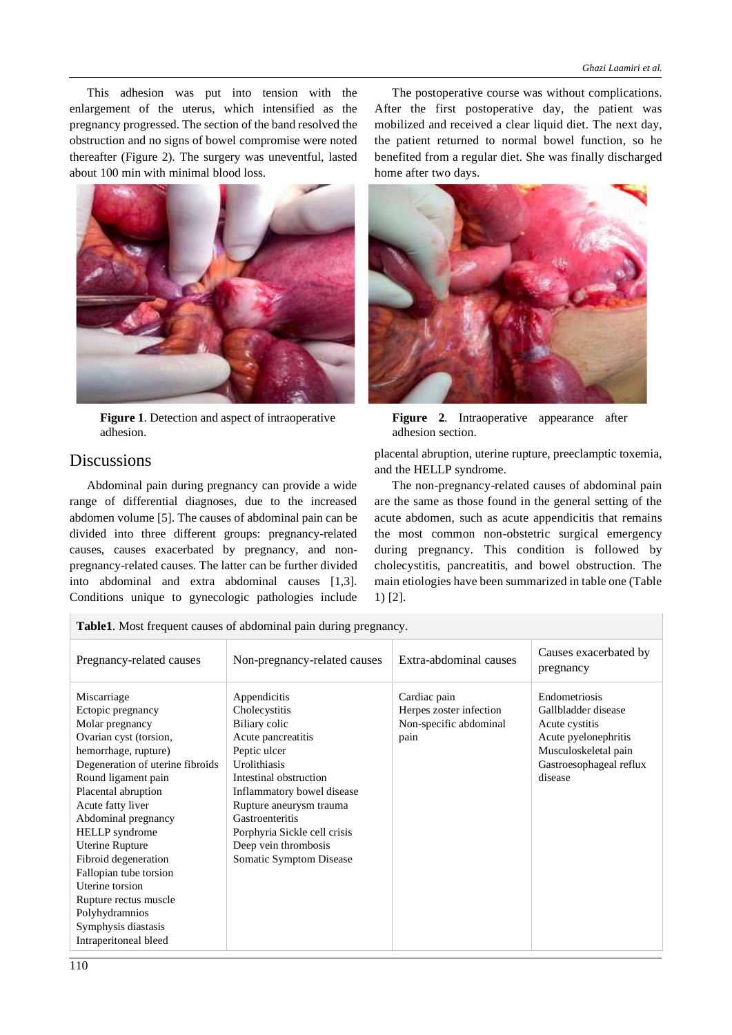This adhesion was put into tension with the enlargement of the uterus, which intensified as the pregnancy progressed. The section of the band resolved the obstruction and no signs of bowel compromise were noted thereafter (Figure 2). The surgery was uneventful, lasted about 100 min with minimal blood loss.

**Figure 1**. Detection and aspect of intraoperative adhesion.

The postoperative course was without complications. After the first postoperative day, the patient was mobilized and received a clear liquid diet. The next day, the patient returned to normal bowel function, so he benefited from a regular diet. She was finally discharged home after two days.

**Figure 2**. Intraoperative appearance after adhesion section.

## Discussions

Abdominal pain during pregnancy can provide a wide range of differential diagnoses, due to the increased abdomen volume [5]. The causes of abdominal pain can be divided into three different groups: pregnancy-related causes, causes exacerbated by pregnancy, and non-pregnancy-related causes. The latter can be further divided into abdominal and extra abdominal causes [1,3]. Conditions unique to gynecologic pathologies include placental abruption, uterine rupture, preeclamptic toxemia, and the HELLP syndrome.

The non-pregnancy-related causes of abdominal pain are the same as those found in the general setting of the acute abdomen, such as acute appendicitis that remains the most common non-obstetric surgical emergency during pregnancy. This condition is followed by cholecystitis, pancreatitis, and bowel obstruction. The main etiologies have been summarized in table one (Table 1) [2].

**Table1**. Most frequent causes of abdominal pain during pregnancy.

| Pregnancy-related causes | Non-pregnancy-related causes | Extra-abdominal causes | Causes exacerbated by pregnancy |
|---|---|---|---|
| Miscarriage<br>Ectopic pregnancy<br>Molar pregnancy<br>Ovarian cyst (torsion, hemorrhage, rupture)<br>Degeneration of uterine fibroids<br>Round ligament pain<br>Placental abruption<br>Acute fatty liver<br>Abdominal pregnancy<br>HELLP syndrome<br>Uterine Rupture<br>Fibroid degeneration<br>Fallopian tube torsion<br>Uterine torsion<br>Rupture rectus muscle<br>Polyhydramnios<br>Symphysis diastasis<br>Intraperitoneal bleed | Appendicitis<br>Cholecystitis<br>Biliary colic<br>Acute pancreatitis<br>Peptic ulcer<br>Urolithiasis<br>Intestinal obstruction<br>Inflammatory bowel disease<br>Rupture aneurysm trauma<br>Gastroenteritis<br>Porphyria Sickle cell crisis<br>Deep vein thrombosis<br>Somatic Symptom Disease | Cardiac pain<br>Herpes zoster infection<br>Non-specific abdominal pain | Endometriosis<br>Gallbladder disease<br>Acute cystitis<br>Acute pyelonephritis<br>Musculoskeletal pain<br>Gastroesophageal reflux disease |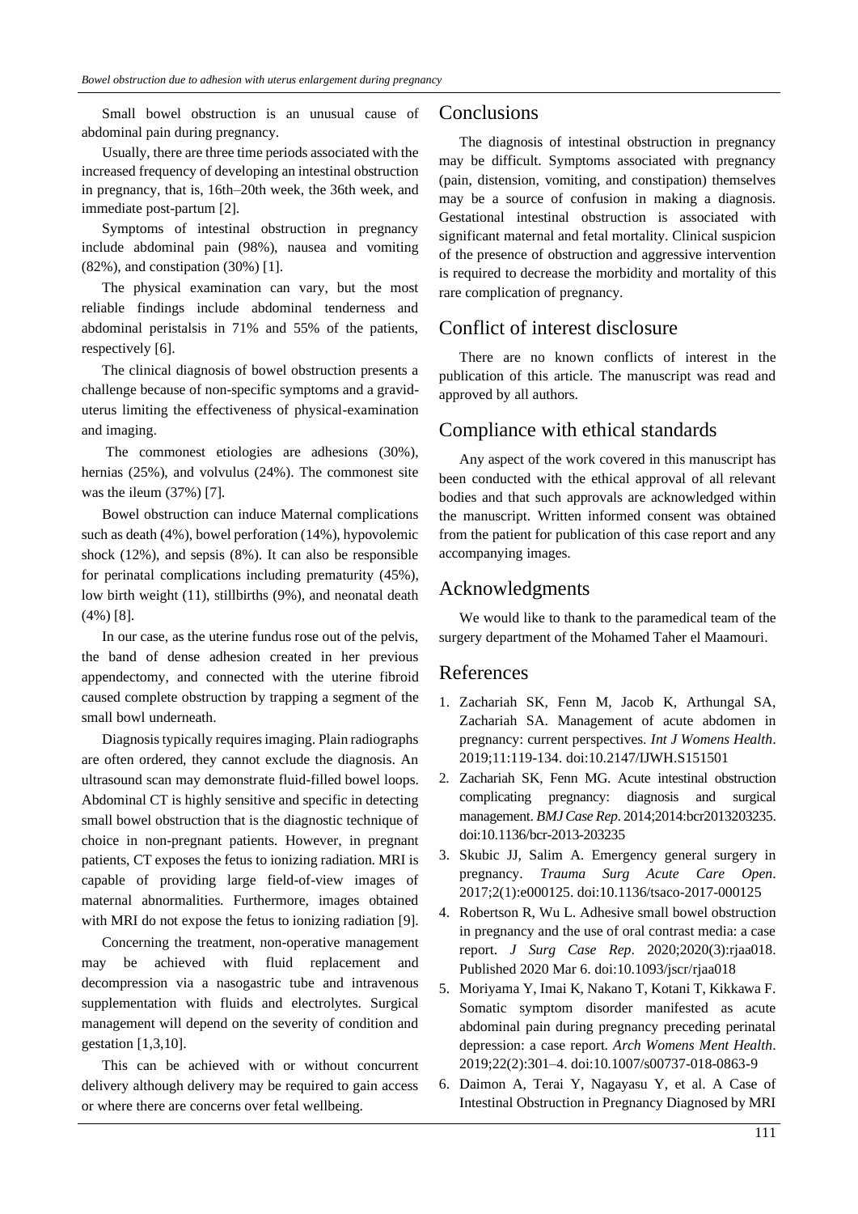Small bowel obstruction is an unusual cause of abdominal pain during pregnancy.

Usually, there are three time periods associated with the increased frequency of developing an intestinal obstruction in pregnancy, that is, 16th–20th week, the 36th week, and immediate post-partum [2].

Symptoms of intestinal obstruction in pregnancy include abdominal pain (98%), nausea and vomiting (82%), and constipation (30%) [1].

The physical examination can vary, but the most reliable findings include abdominal tenderness and abdominal peristalsis in 71% and 55% of the patients, respectively [6].

The clinical diagnosis of bowel obstruction presents a challenge because of non-specific symptoms and a gravid-uterus limiting the effectiveness of physical-examination and imaging.

The commonest etiologies are adhesions (30%), hernias (25%), and volvulus (24%). The commonest site was the ileum (37%) [7].

Bowel obstruction can induce Maternal complications such as death (4%), bowel perforation (14%), hypovolemic shock (12%), and sepsis (8%). It can also be responsible for perinatal complications including prematurity (45%), low birth weight (11), stillbirths (9%), and neonatal death (4%) [8].

In our case, as the uterine fundus rose out of the pelvis, the band of dense adhesion created in her previous appendectomy, and connected with the uterine fibroid caused complete obstruction by trapping a segment of the small bowl underneath.

Diagnosis typically requires imaging. Plain radiographs are often ordered, they cannot exclude the diagnosis. An ultrasound scan may demonstrate fluid-filled bowel loops. Abdominal CT is highly sensitive and specific in detecting small bowel obstruction that is the diagnostic technique of choice in non-pregnant patients. However, in pregnant patients, CT exposes the fetus to ionizing radiation. MRI is capable of providing large field-of-view images of maternal abnormalities. Furthermore, images obtained with MRI do not expose the fetus to ionizing radiation [9].

Concerning the treatment, non-operative management may be achieved with fluid replacement and decompression via a nasogastric tube and intravenous supplementation with fluids and electrolytes. Surgical management will depend on the severity of condition and gestation [1,3,10].

This can be achieved with or without concurrent delivery although delivery may be required to gain access or where there are concerns over fetal wellbeing.

## Conclusions

The diagnosis of intestinal obstruction in pregnancy may be difficult. Symptoms associated with pregnancy (pain, distension, vomiting, and constipation) themselves may be a source of confusion in making a diagnosis. Gestational intestinal obstruction is associated with significant maternal and fetal mortality. Clinical suspicion of the presence of obstruction and aggressive intervention is required to decrease the morbidity and mortality of this rare complication of pregnancy.

## Conflict of interest disclosure

There are no known conflicts of interest in the publication of this article. The manuscript was read and approved by all authors.

## Compliance with ethical standards

Any aspect of the work covered in this manuscript has been conducted with the ethical approval of all relevant bodies and that such approvals are acknowledged within the manuscript. Written informed consent was obtained from the patient for publication of this case report and any accompanying images.

## Acknowledgments

We would like to thank to the paramedical team of the surgery department of the Mohamed Taher el Maamouri.

## References

1. Zachariah SK, Fenn M, Jacob K, Arthungal SA, Zachariah SA. Management of acute abdomen in pregnancy: current perspectives. *Int J Womens Health*. 2019;11:119-134. doi:10.2147/IJWH.S151501
2. Zachariah SK, Fenn MG. Acute intestinal obstruction complicating pregnancy: diagnosis and surgical management. *BMJ Case Rep*. 2014;2014:bcr2013203235. doi:10.1136/bcr-2013-203235
3. Skubic JJ, Salim A. Emergency general surgery in pregnancy. *Trauma Surg Acute Care Open*. 2017;2(1):e000125. doi:10.1136/tsaco-2017-000125
4. Robertson R, Wu L. Adhesive small bowel obstruction in pregnancy and the use of oral contrast media: a case report. *J Surg Case Rep*. 2020;2020(3):rjaa018. Published 2020 Mar 6. doi:10.1093/jscr/rjaa018
5. Moriyama Y, Imai K, Nakano T, Kotani T, Kikkawa F. Somatic symptom disorder manifested as acute abdominal pain during pregnancy preceding perinatal depression: a case report. *Arch Womens Ment Health*. 2019;22(2):301–4. doi:10.1007/s00737-018-0863-9
6. Daimon A, Terai Y, Nagayasu Y, et al. A Case of Intestinal Obstruction in Pregnancy Diagnosed by MRI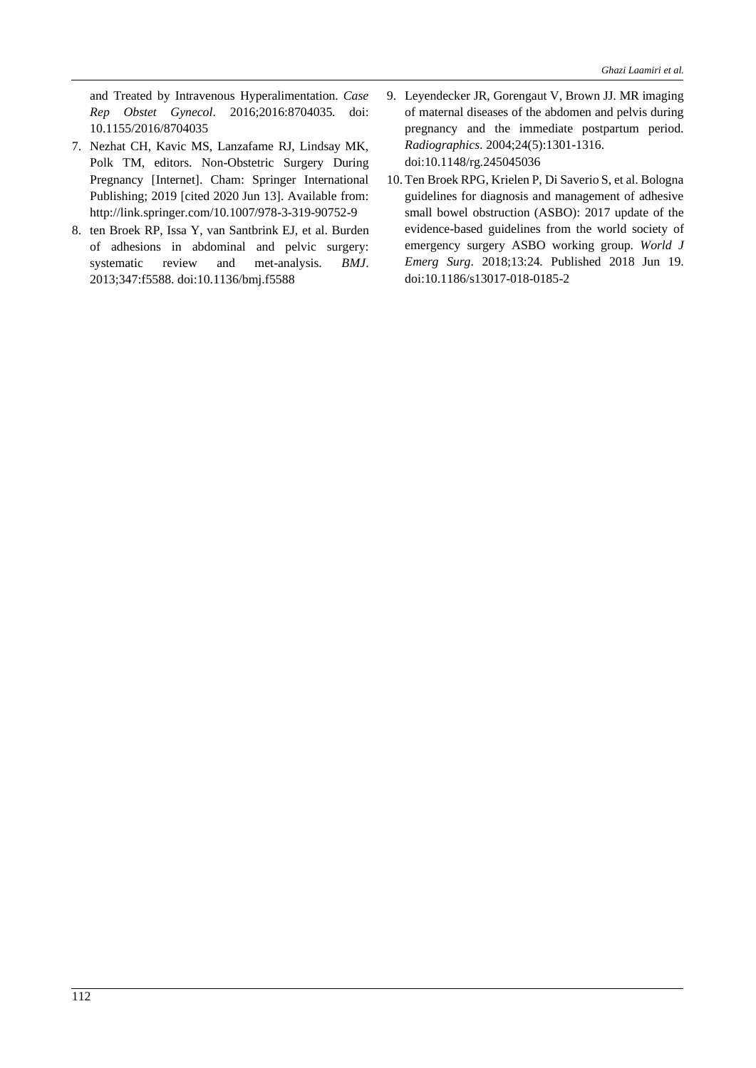and Treated by Intravenous Hyperalimentation. *Case Rep Obstet Gynecol*. 2016;2016:8704035. doi: 10.1155/2016/8704035

7. Nezhat CH, Kavic MS, Lanzafame RJ, Lindsay MK, Polk TM, editors. Non-Obstetric Surgery During Pregnancy [Internet]. Cham: Springer International Publishing; 2019 [cited 2020 Jun 13]. Available from: http://link.springer.com/10.1007/978-3-319-90752-9
8. ten Broek RP, Issa Y, van Santbrink EJ, et al. Burden of adhesions in abdominal and pelvic surgery: systematic review and met-analysis. *BMJ*. 2013;347:f5588. doi:10.1136/bmj.f5588
9. Leyendecker JR, Gorengaut V, Brown JJ. MR imaging of maternal diseases of the abdomen and pelvis during pregnancy and the immediate postpartum period. *Radiographics*. 2004;24(5):1301-1316. doi:10.1148/rg.245045036
10. Ten Broek RPG, Krielen P, Di Saverio S, et al. Bologna guidelines for diagnosis and management of adhesive small bowel obstruction (ASBO): 2017 update of the evidence-based guidelines from the world society of emergency surgery ASBO working group. *World J Emerg Surg*. 2018;13:24. Published 2018 Jun 19. doi:10.1186/s13017-018-0185-2